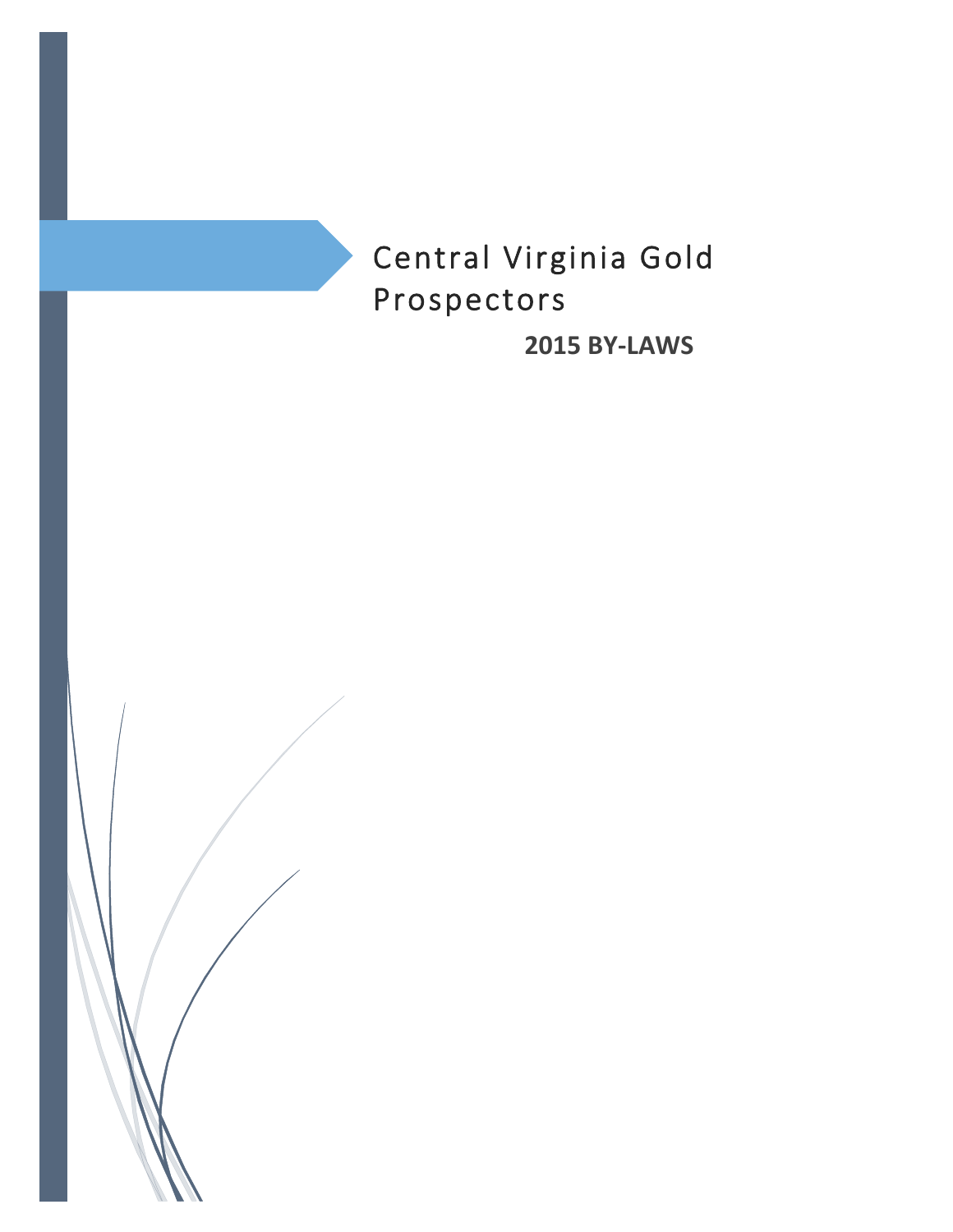# Central Virginia Gold Prospectors

## 2015 BY-LAWS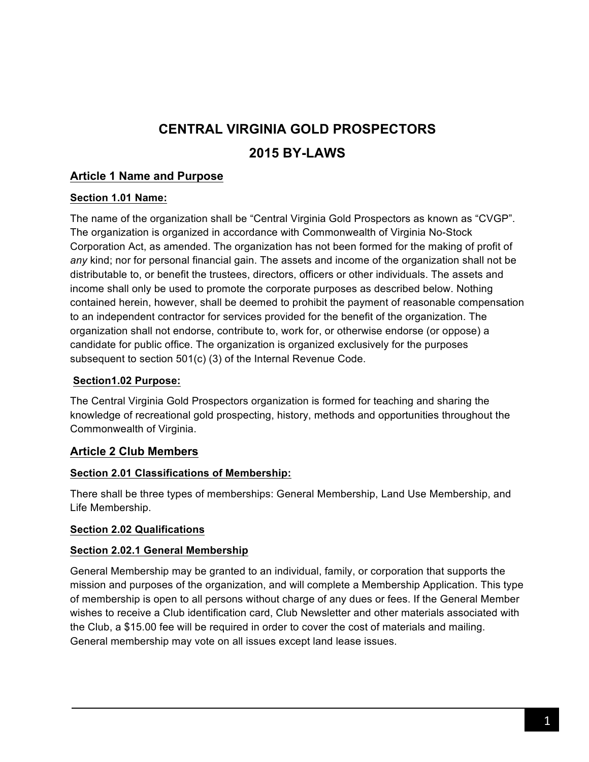# CENTRAL VIRGINIA GOLD PROSPECTORS

# 2015 BY-LAWS

## Article 1 Name and Purpose

### Section 1.01 Name:

The name of the organization shall be "Central Virginia Gold Prospectors as known as "CVGP". The organization is organized in accordance with Commonwealth of Virginia No-Stock Corporation Act, as amended. The organization has not been formed for the making of profit of *any* kind; nor for personal financial gain. The assets and income of the organization shall not be distributable to, or benefit the trustees, directors, officers or other individuals. The assets and income shall only be used to promote the corporate purposes as described below. Nothing contained herein, however, shall be deemed to prohibit the payment of reasonable compensation to an independent contractor for services provided for the benefit of the organization. The organization shall not endorse, contribute to, work for, or otherwise endorse (or oppose) a candidate for public office. The organization is organized exclusively for the purposes subsequent to section 501(c) (3) of the Internal Revenue Code.

### Section1.02 Purpose:

The Central Virginia Gold Prospectors organization is formed for teaching and sharing the knowledge of recreational gold prospecting, history, methods and opportunities throughout the Commonwealth of Virginia.

## Article 2 Club Members

### Section 2.01 Classifications of Membership:

There shall be three types of memberships: General Membership, Land Use Membership, and Life Membership.

### Section 2.02 Qualifications

### Section 2.02.1 General Membership

General Membership may be granted to an individual, family, or corporation that supports the mission and purposes of the organization, and will complete a Membership Application. This type of membership is open to all persons without charge of any dues or fees. If the General Member wishes to receive a Club identification card, Club Newsletter and other materials associated with the Club, a $15.00 fee will be required in order to cover the cost of materials and mailing. General membership may vote on all issues except land lease issues.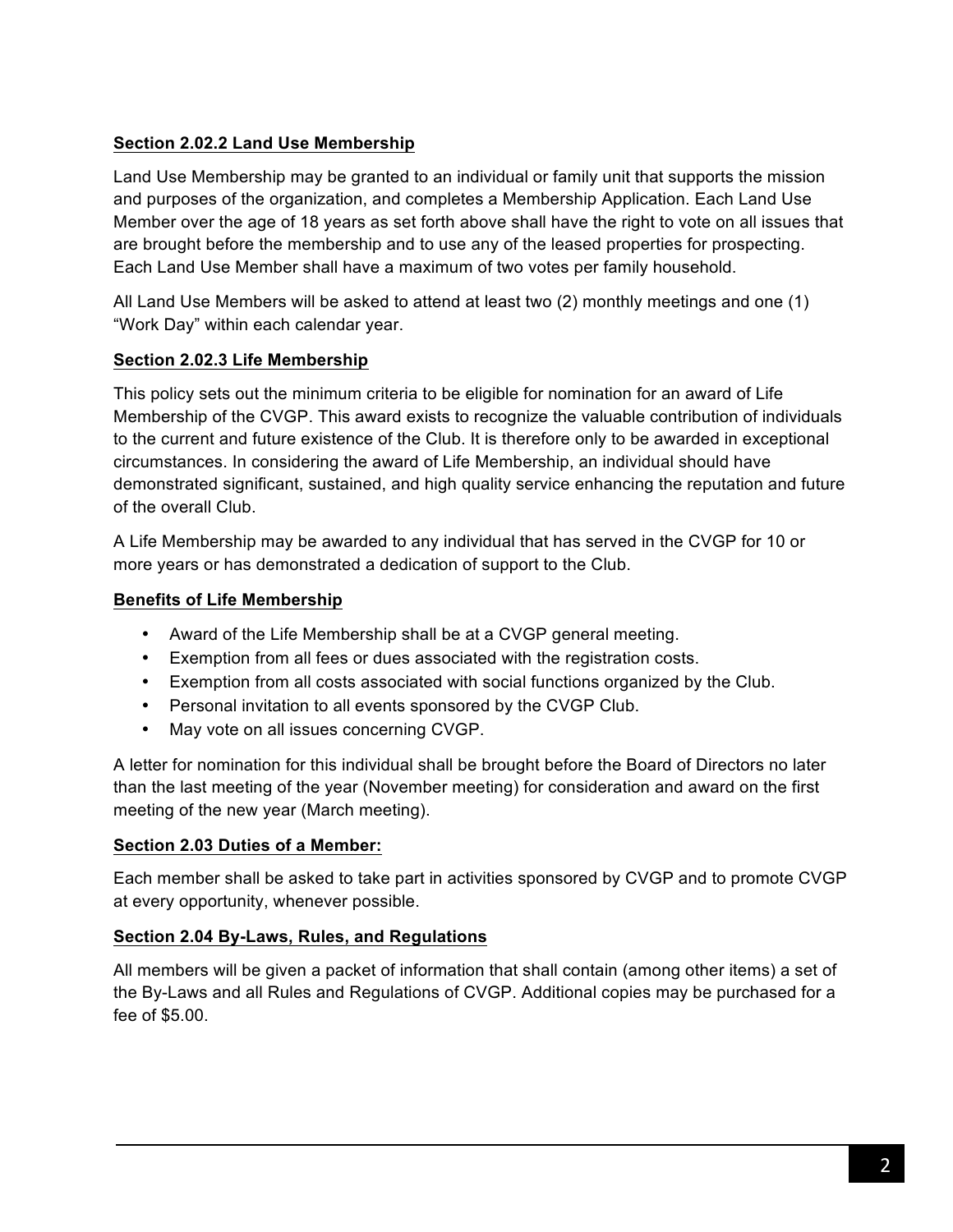**Section 2.02.2 Land Use Membership**

Land Use Membership may be granted to an individual or family unit that supports the mission and purposes of the organization, and completes a Membership Application. Each Land Use Member over the age of 18 years as set forth above shall have the right to vote on all issues that are brought before the membership and to use any of the leased properties for prospecting. Each Land Use Member shall have a maximum of two votes per family household.

All Land Use Members will be asked to attend at least two (2) monthly meetings and one (1) "Work Day" within each calendar year.

**Section 2.02.3 Life Membership**

This policy sets out the minimum criteria to be eligible for nomination for an award of Life Membership of the CVGP. This award exists to recognize the valuable contribution of individuals to the current and future existence of the Club. It is therefore only to be awarded in exceptional circumstances. In considering the award of Life Membership, an individual should have demonstrated significant, sustained, and high quality service enhancing the reputation and future of the overall Club.

A Life Membership may be awarded to any individual that has served in the CVGP for 10 or more years or has demonstrated a dedication of support to the Club.

**Benefits of Life Membership**

- Award of the Life Membership shall be at a CVGP general meeting.
- Exemption from all fees or dues associated with the registration costs.
- Exemption from all costs associated with social functions organized by the Club.
- Personal invitation to all events sponsored by the CVGP Club.
- May vote on all issues concerning CVGP.

A letter for nomination for this individual shall be brought before the Board of Directors no later than the last meeting of the year (November meeting) for consideration and award on the first meeting of the new year (March meeting).

**Section 2.03 Duties of a Member:**

Each member shall be asked to take part in activities sponsored by CVGP and to promote CVGP at every opportunity, whenever possible.

**Section 2.04 By-Laws, Rules, and Regulations**

All members will be given a packet of information that shall contain (among other items) a set of the By-Laws and all Rules and Regulations of CVGP. Additional copies may be purchased for a fee of $5.00.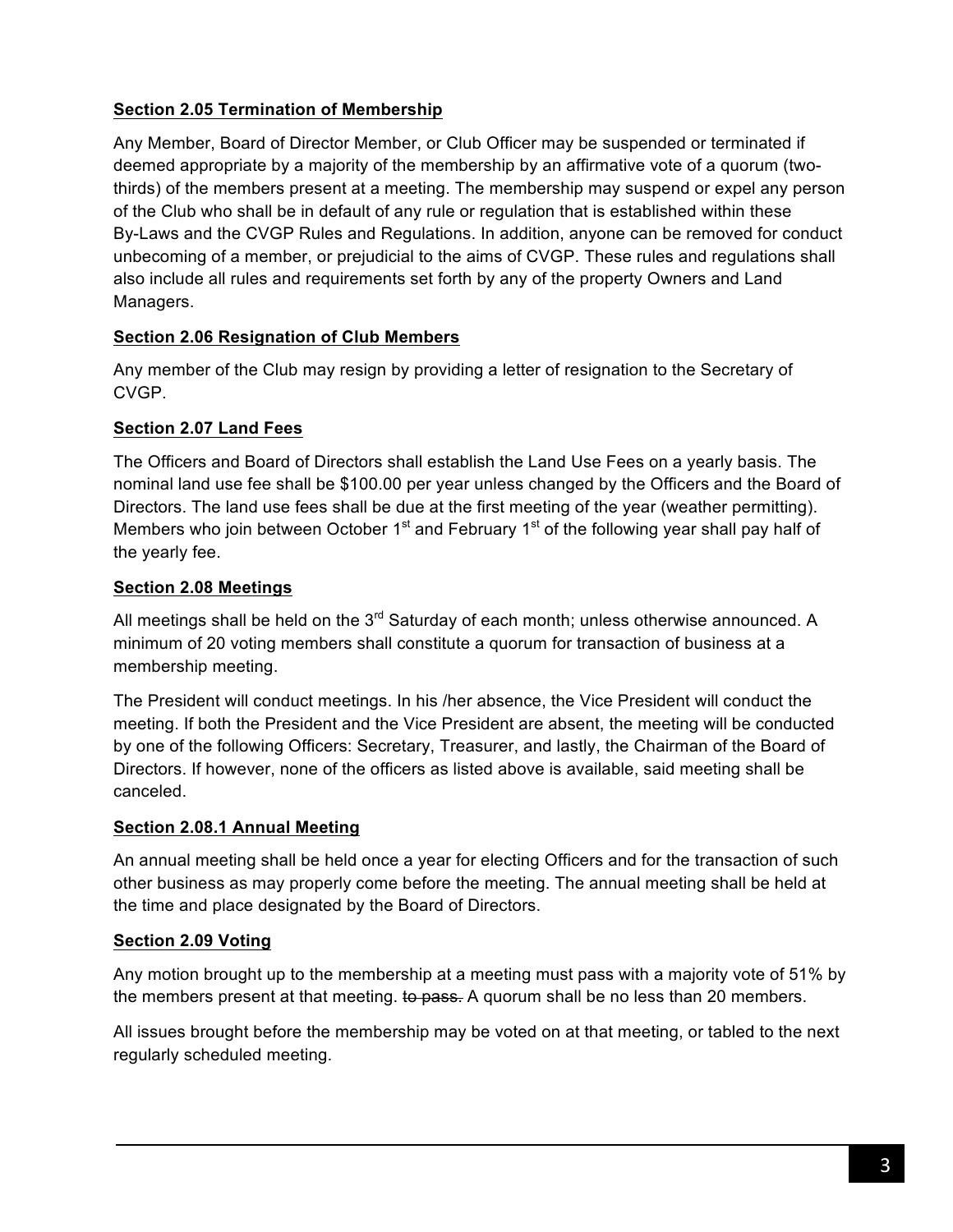**Section 2.05 Termination of Membership**

Any Member, Board of Director Member, or Club Officer may be suspended or terminated if deemed appropriate by a majority of the membership by an affirmative vote of a quorum (two-thirds) of the members present at a meeting. The membership may suspend or expel any person of the Club who shall be in default of any rule or regulation that is established within these By-Laws and the CVGP Rules and Regulations. In addition, anyone can be removed for conduct unbecoming of a member, or prejudicial to the aims of CVGP. These rules and regulations shall also include all rules and requirements set forth by any of the property Owners and Land Managers.

**Section 2.06 Resignation of Club Members**

Any member of the Club may resign by providing a letter of resignation to the Secretary of CVGP.

**Section 2.07 Land Fees**

The Officers and Board of Directors shall establish the Land Use Fees on a yearly basis. The nominal land use fee shall be $100.00 per year unless changed by the Officers and the Board of Directors. The land use fees shall be due at the first meeting of the year (weather permitting). Members who join between October 1st and February 1st of the following year shall pay half of the yearly fee.

**Section 2.08 Meetings**

All meetings shall be held on the 3rd Saturday of each month; unless otherwise announced. A minimum of 20 voting members shall constitute a quorum for transaction of business at a membership meeting.

The President will conduct meetings. In his /her absence, the Vice President will conduct the meeting. If both the President and the Vice President are absent, the meeting will be conducted by one of the following Officers: Secretary, Treasurer, and lastly, the Chairman of the Board of Directors. If however, none of the officers as listed above is available, said meeting shall be canceled.

**Section 2.08.1 Annual Meeting**

An annual meeting shall be held once a year for electing Officers and for the transaction of such other business as may properly come before the meeting. The annual meeting shall be held at the time and place designated by the Board of Directors.

**Section 2.09 Voting**

Any motion brought up to the membership at a meeting must pass with a majority vote of 51% by the members present at that meeting. ~~to pass.~~ A quorum shall be no less than 20 members.

All issues brought before the membership may be voted on at that meeting, or tabled to the next regularly scheduled meeting.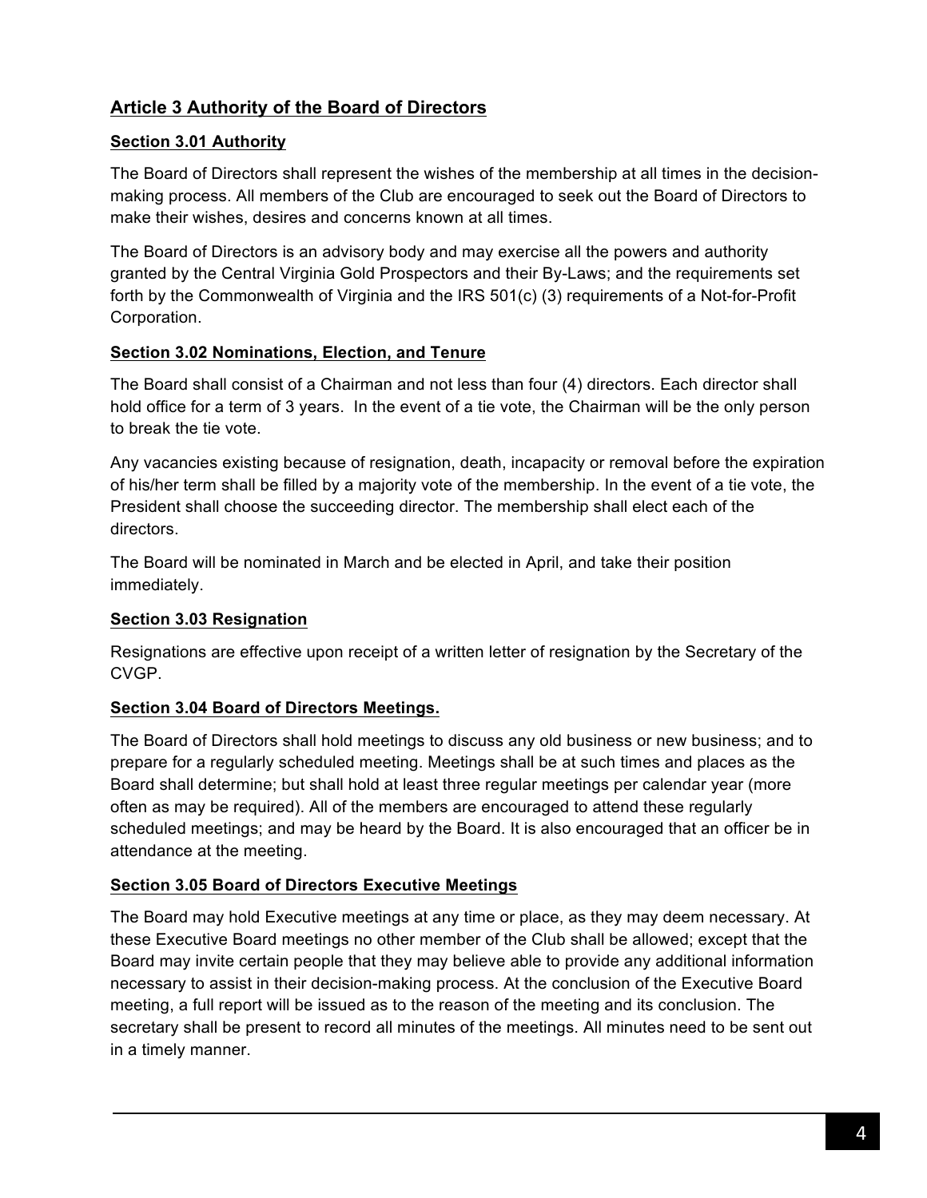## Article 3 Authority of the Board of Directors

### Section 3.01 Authority

The Board of Directors shall represent the wishes of the membership at all times in the decision-making process. All members of the Club are encouraged to seek out the Board of Directors to make their wishes, desires and concerns known at all times.

The Board of Directors is an advisory body and may exercise all the powers and authority granted by the Central Virginia Gold Prospectors and their By-Laws; and the requirements set forth by the Commonwealth of Virginia and the IRS 501(c) (3) requirements of a Not-for-Profit Corporation.

### Section 3.02 Nominations, Election, and Tenure

The Board shall consist of a Chairman and not less than four (4) directors. Each director shall hold office for a term of 3 years. In the event of a tie vote, the Chairman will be the only person to break the tie vote.

Any vacancies existing because of resignation, death, incapacity or removal before the expiration of his/her term shall be filled by a majority vote of the membership. In the event of a tie vote, the President shall choose the succeeding director. The membership shall elect each of the directors.

The Board will be nominated in March and be elected in April, and take their position immediately.

### Section 3.03 Resignation

Resignations are effective upon receipt of a written letter of resignation by the Secretary of the CVGP.

### Section 3.04 Board of Directors Meetings.

The Board of Directors shall hold meetings to discuss any old business or new business; and to prepare for a regularly scheduled meeting. Meetings shall be at such times and places as the Board shall determine; but shall hold at least three regular meetings per calendar year (more often as may be required). All of the members are encouraged to attend these regularly scheduled meetings; and may be heard by the Board. It is also encouraged that an officer be in attendance at the meeting.

### Section 3.05 Board of Directors Executive Meetings

The Board may hold Executive meetings at any time or place, as they may deem necessary. At these Executive Board meetings no other member of the Club shall be allowed; except that the Board may invite certain people that they may believe able to provide any additional information necessary to assist in their decision-making process. At the conclusion of the Executive Board meeting, a full report will be issued as to the reason of the meeting and its conclusion. The secretary shall be present to record all minutes of the meetings. All minutes need to be sent out in a timely manner.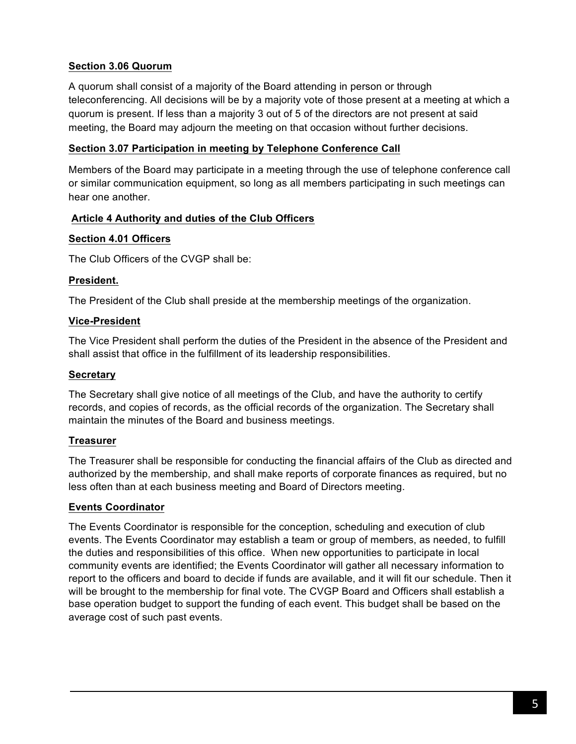**Section 3.06 Quorum**

A quorum shall consist of a majority of the Board attending in person or through teleconferencing. All decisions will be by a majority vote of those present at a meeting at which a quorum is present. If less than a majority 3 out of 5 of the directors are not present at said meeting, the Board may adjourn the meeting on that occasion without further decisions.

**Section 3.07 Participation in meeting by Telephone Conference Call**

Members of the Board may participate in a meeting through the use of telephone conference call or similar communication equipment, so long as all members participating in such meetings can hear one another.

## Article 4 Authority and duties of the Club Officers

**Section 4.01 Officers**

The Club Officers of the CVGP shall be:

**President.**

The President of the Club shall preside at the membership meetings of the organization.

**Vice-President**

The Vice President shall perform the duties of the President in the absence of the President and shall assist that office in the fulfillment of its leadership responsibilities.

**Secretary**

The Secretary shall give notice of all meetings of the Club, and have the authority to certify records, and copies of records, as the official records of the organization. The Secretary shall maintain the minutes of the Board and business meetings.

**Treasurer**

The Treasurer shall be responsible for conducting the financial affairs of the Club as directed and authorized by the membership, and shall make reports of corporate finances as required, but no less often than at each business meeting and Board of Directors meeting.

**Events Coordinator**

The Events Coordinator is responsible for the conception, scheduling and execution of club events. The Events Coordinator may establish a team or group of members, as needed, to fulfill the duties and responsibilities of this office. When new opportunities to participate in local community events are identified; the Events Coordinator will gather all necessary information to report to the officers and board to decide if funds are available, and it will fit our schedule. Then it will be brought to the membership for final vote. The CVGP Board and Officers shall establish a base operation budget to support the funding of each event. This budget shall be based on the average cost of such past events.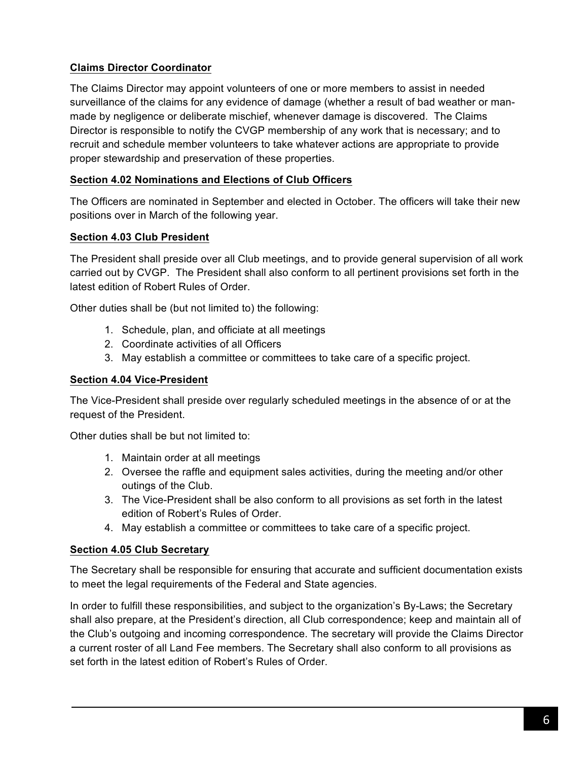**Claims Director Coordinator**

The Claims Director may appoint volunteers of one or more members to assist in needed surveillance of the claims for any evidence of damage (whether a result of bad weather or man-made by negligence or deliberate mischief, whenever damage is discovered. The Claims Director is responsible to notify the CVGP membership of any work that is necessary; and to recruit and schedule member volunteers to take whatever actions are appropriate to provide proper stewardship and preservation of these properties.

**Section 4.02 Nominations and Elections of Club Officers**

The Officers are nominated in September and elected in October. The officers will take their new positions over in March of the following year.

**Section 4.03 Club President**

The President shall preside over all Club meetings, and to provide general supervision of all work carried out by CVGP. The President shall also conform to all pertinent provisions set forth in the latest edition of Robert Rules of Order.

Other duties shall be (but not limited to) the following:

1. Schedule, plan, and officiate at all meetings
2. Coordinate activities of all Officers
3. May establish a committee or committees to take care of a specific project.

**Section 4.04 Vice-President**

The Vice-President shall preside over regularly scheduled meetings in the absence of or at the request of the President.

Other duties shall be but not limited to:

1. Maintain order at all meetings
2. Oversee the raffle and equipment sales activities, during the meeting and/or other outings of the Club.
3. The Vice-President shall be also conform to all provisions as set forth in the latest edition of Robert's Rules of Order.
4. May establish a committee or committees to take care of a specific project.

**Section 4.05 Club Secretary**

The Secretary shall be responsible for ensuring that accurate and sufficient documentation exists to meet the legal requirements of the Federal and State agencies.

In order to fulfill these responsibilities, and subject to the organization's By-Laws; the Secretary shall also prepare, at the President's direction, all Club correspondence; keep and maintain all of the Club's outgoing and incoming correspondence. The secretary will provide the Claims Director a current roster of all Land Fee members. The Secretary shall also conform to all provisions as set forth in the latest edition of Robert's Rules of Order.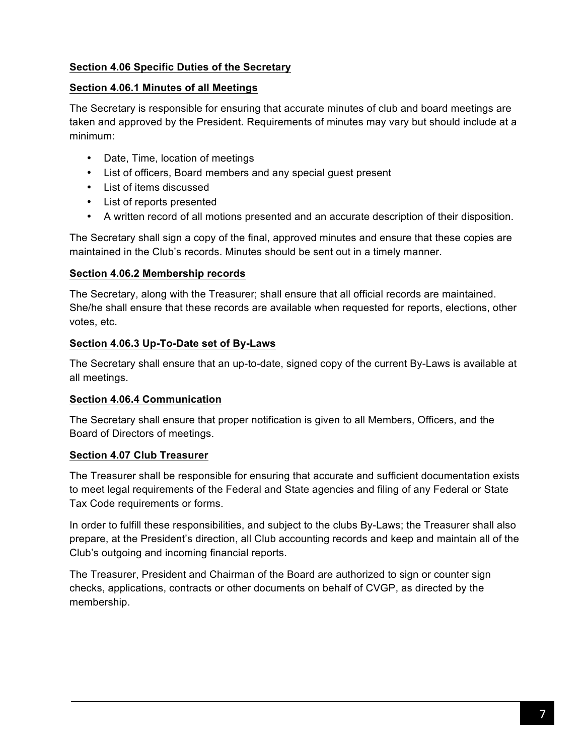**Section 4.06 Specific Duties of the Secretary**

**Section 4.06.1 Minutes of all Meetings**

The Secretary is responsible for ensuring that accurate minutes of club and board meetings are taken and approved by the President. Requirements of minutes may vary but should include at a minimum:

- Date, Time, location of meetings
- List of officers, Board members and any special guest present
- List of items discussed
- List of reports presented
- A written record of all motions presented and an accurate description of their disposition.

The Secretary shall sign a copy of the final, approved minutes and ensure that these copies are maintained in the Club's records. Minutes should be sent out in a timely manner.

**Section 4.06.2 Membership records**

The Secretary, along with the Treasurer; shall ensure that all official records are maintained. She/he shall ensure that these records are available when requested for reports, elections, other votes, etc.

**Section 4.06.3 Up-To-Date set of By-Laws**

The Secretary shall ensure that an up-to-date, signed copy of the current By-Laws is available at all meetings.

**Section 4.06.4 Communication**

The Secretary shall ensure that proper notification is given to all Members, Officers, and the Board of Directors of meetings.

**Section 4.07 Club Treasurer**

The Treasurer shall be responsible for ensuring that accurate and sufficient documentation exists to meet legal requirements of the Federal and State agencies and filing of any Federal or State Tax Code requirements or forms.

In order to fulfill these responsibilities, and subject to the clubs By-Laws; the Treasurer shall also prepare, at the President's direction, all Club accounting records and keep and maintain all of the Club's outgoing and incoming financial reports.

The Treasurer, President and Chairman of the Board are authorized to sign or counter sign checks, applications, contracts or other documents on behalf of CVGP, as directed by the membership.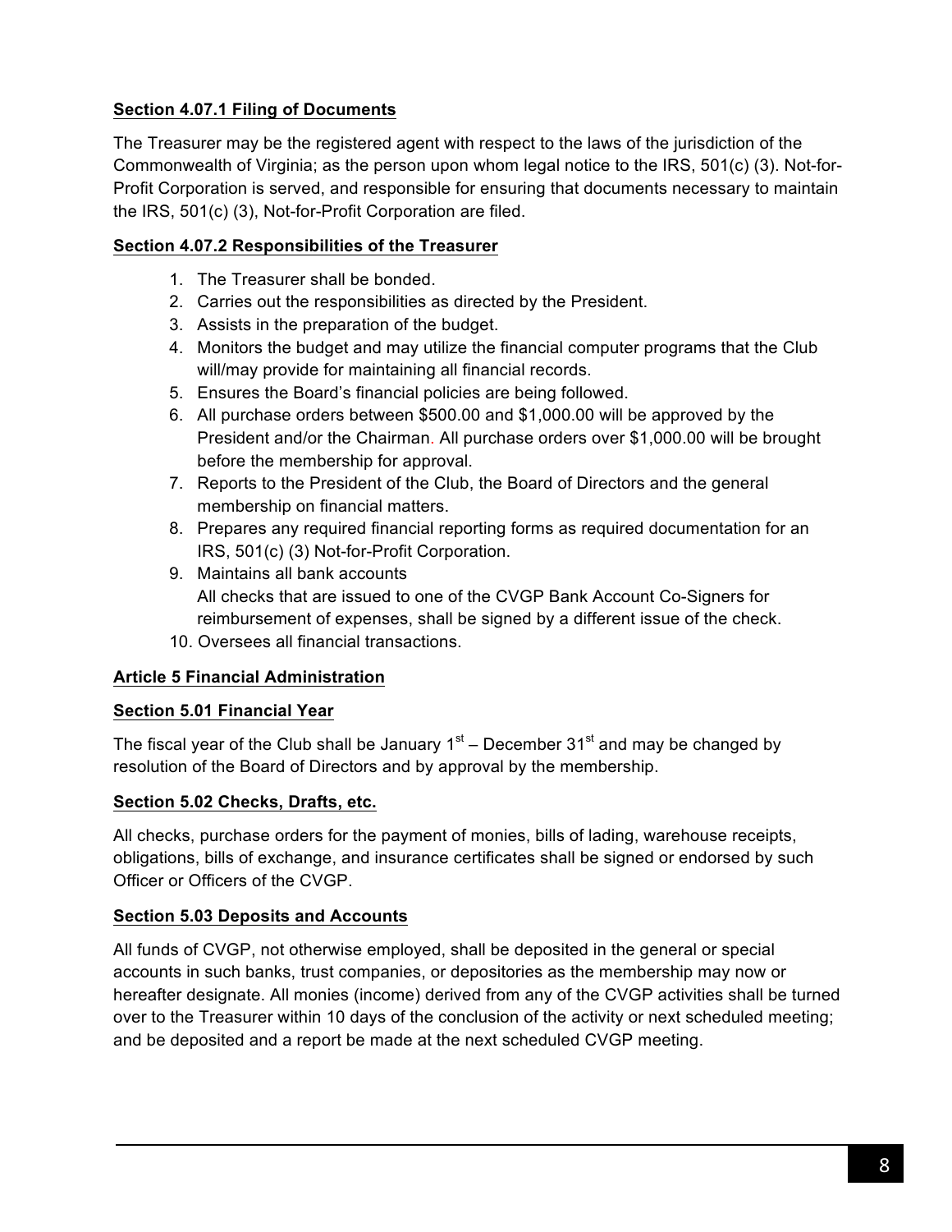**Section 4.07.1 Filing of Documents**

The Treasurer may be the registered agent with respect to the laws of the jurisdiction of the Commonwealth of Virginia; as the person upon whom legal notice to the IRS, 501(c) (3). Not-for-Profit Corporation is served, and responsible for ensuring that documents necessary to maintain the IRS, 501(c) (3), Not-for-Profit Corporation are filed.

**Section 4.07.2 Responsibilities of the Treasurer**

1. The Treasurer shall be bonded.
2. Carries out the responsibilities as directed by the President.
3. Assists in the preparation of the budget.
4. Monitors the budget and may utilize the financial computer programs that the Club will/may provide for maintaining all financial records.
5. Ensures the Board's financial policies are being followed.
6. All purchase orders between $500.00 and $1,000.00 will be approved by the President and/or the Chairman. All purchase orders over $1,000.00 will be brought before the membership for approval.
7. Reports to the President of the Club, the Board of Directors and the general membership on financial matters.
8. Prepares any required financial reporting forms as required documentation for an IRS, 501(c) (3) Not-for-Profit Corporation.
9. Maintains all bank accounts
   All checks that are issued to one of the CVGP Bank Account Co-Signers for reimbursement of expenses, shall be signed by a different issue of the check.
10. Oversees all financial transactions.

**Article 5 Financial Administration**

**Section 5.01 Financial Year**

The fiscal year of the Club shall be January 1st – December 31st and may be changed by resolution of the Board of Directors and by approval by the membership.

**Section 5.02 Checks, Drafts, etc.**

All checks, purchase orders for the payment of monies, bills of lading, warehouse receipts, obligations, bills of exchange, and insurance certificates shall be signed or endorsed by such Officer or Officers of the CVGP.

**Section 5.03 Deposits and Accounts**

All funds of CVGP, not otherwise employed, shall be deposited in the general or special accounts in such banks, trust companies, or depositories as the membership may now or hereafter designate. All monies (income) derived from any of the CVGP activities shall be turned over to the Treasurer within 10 days of the conclusion of the activity or next scheduled meeting; and be deposited and a report be made at the next scheduled CVGP meeting.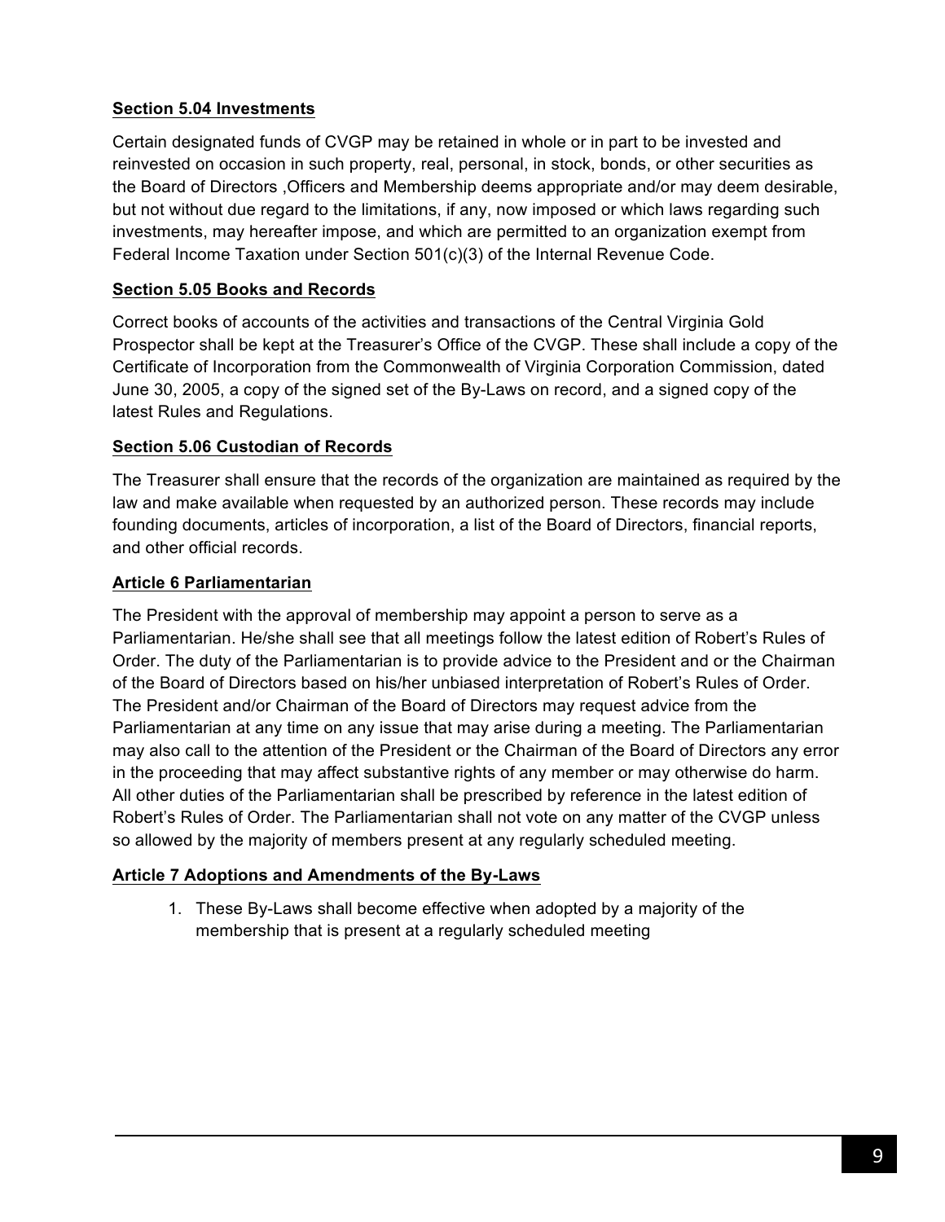**Section 5.04 Investments**

Certain designated funds of CVGP may be retained in whole or in part to be invested and reinvested on occasion in such property, real, personal, in stock, bonds, or other securities as the Board of Directors ,Officers and Membership deems appropriate and/or may deem desirable, but not without due regard to the limitations, if any, now imposed or which laws regarding such investments, may hereafter impose, and which are permitted to an organization exempt from Federal Income Taxation under Section 501(c)(3) of the Internal Revenue Code.

**Section 5.05 Books and Records**

Correct books of accounts of the activities and transactions of the Central Virginia Gold Prospector shall be kept at the Treasurer's Office of the CVGP. These shall include a copy of the Certificate of Incorporation from the Commonwealth of Virginia Corporation Commission, dated June 30, 2005, a copy of the signed set of the By-Laws on record, and a signed copy of the latest Rules and Regulations.

**Section 5.06 Custodian of Records**

The Treasurer shall ensure that the records of the organization are maintained as required by the law and make available when requested by an authorized person. These records may include founding documents, articles of incorporation, a list of the Board of Directors, financial reports, and other official records.

**Article 6 Parliamentarian**

The President with the approval of membership may appoint a person to serve as a Parliamentarian. He/she shall see that all meetings follow the latest edition of Robert's Rules of Order. The duty of the Parliamentarian is to provide advice to the President and or the Chairman of the Board of Directors based on his/her unbiased interpretation of Robert's Rules of Order. The President and/or Chairman of the Board of Directors may request advice from the Parliamentarian at any time on any issue that may arise during a meeting. The Parliamentarian may also call to the attention of the President or the Chairman of the Board of Directors any error in the proceeding that may affect substantive rights of any member or may otherwise do harm. All other duties of the Parliamentarian shall be prescribed by reference in the latest edition of Robert's Rules of Order. The Parliamentarian shall not vote on any matter of the CVGP unless so allowed by the majority of members present at any regularly scheduled meeting.

**Article 7 Adoptions and Amendments of the By-Laws**

1. These By-Laws shall become effective when adopted by a majority of the membership that is present at a regularly scheduled meeting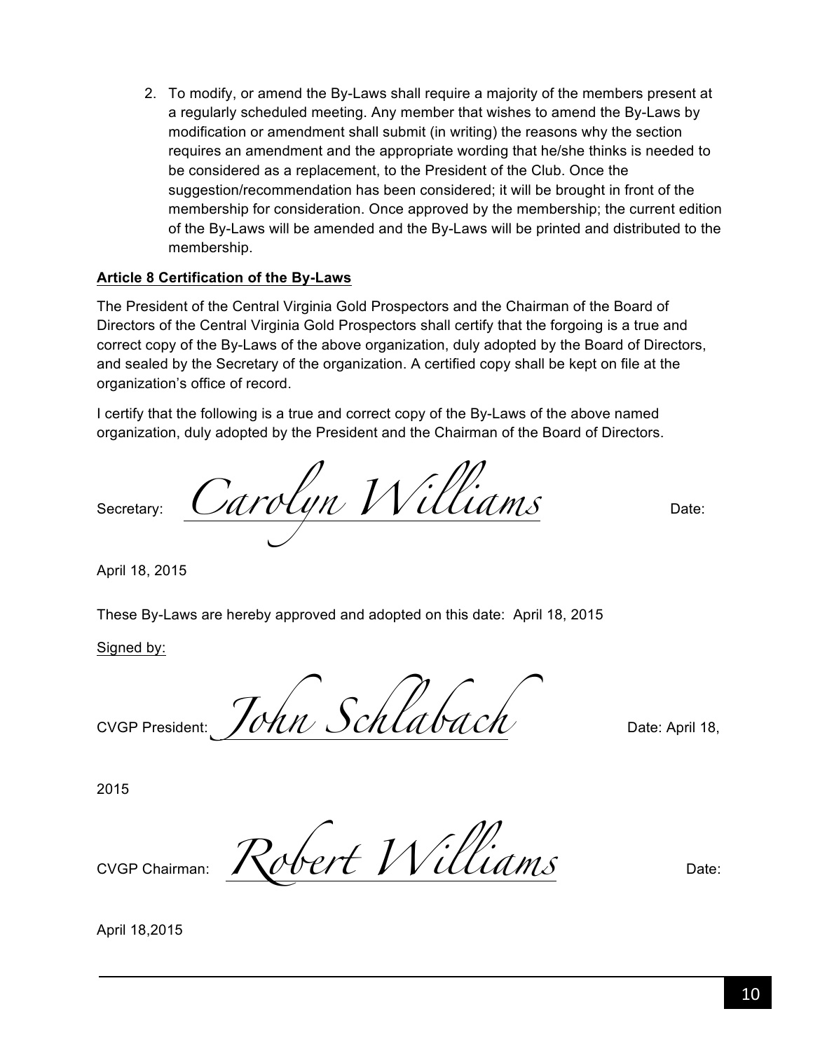2. To modify, or amend the By-Laws shall require a majority of the members present at a regularly scheduled meeting. Any member that wishes to amend the By-Laws by modification or amendment shall submit (in writing) the reasons why the section requires an amendment and the appropriate wording that he/she thinks is needed to be considered as a replacement, to the President of the Club. Once the suggestion/recommendation has been considered; it will be brought in front of the membership for consideration. Once approved by the membership; the current edition of the By-Laws will be amended and the By-Laws will be printed and distributed to the membership.

**Article 8 Certification of the By-Laws**

The President of the Central Virginia Gold Prospectors and the Chairman of the Board of Directors of the Central Virginia Gold Prospectors shall certify that the forgoing is a true and correct copy of the By-Laws of the above organization, duly adopted by the Board of Directors, and sealed by the Secretary of the organization. A certified copy shall be kept on file at the organization's office of record.

I certify that the following is a true and correct copy of the By-Laws of the above named organization, duly adopted by the President and the Chairman of the Board of Directors.

Secretary: *Carolyn Williams* Date:

April 18, 2015

These By-Laws are hereby approved and adopted on this date: April 18, 2015

Signed by:

CVGP President: *John Schlabach* Date: April 18,

2015

CVGP Chairman: *Robert Williams* Date:

April 18,2015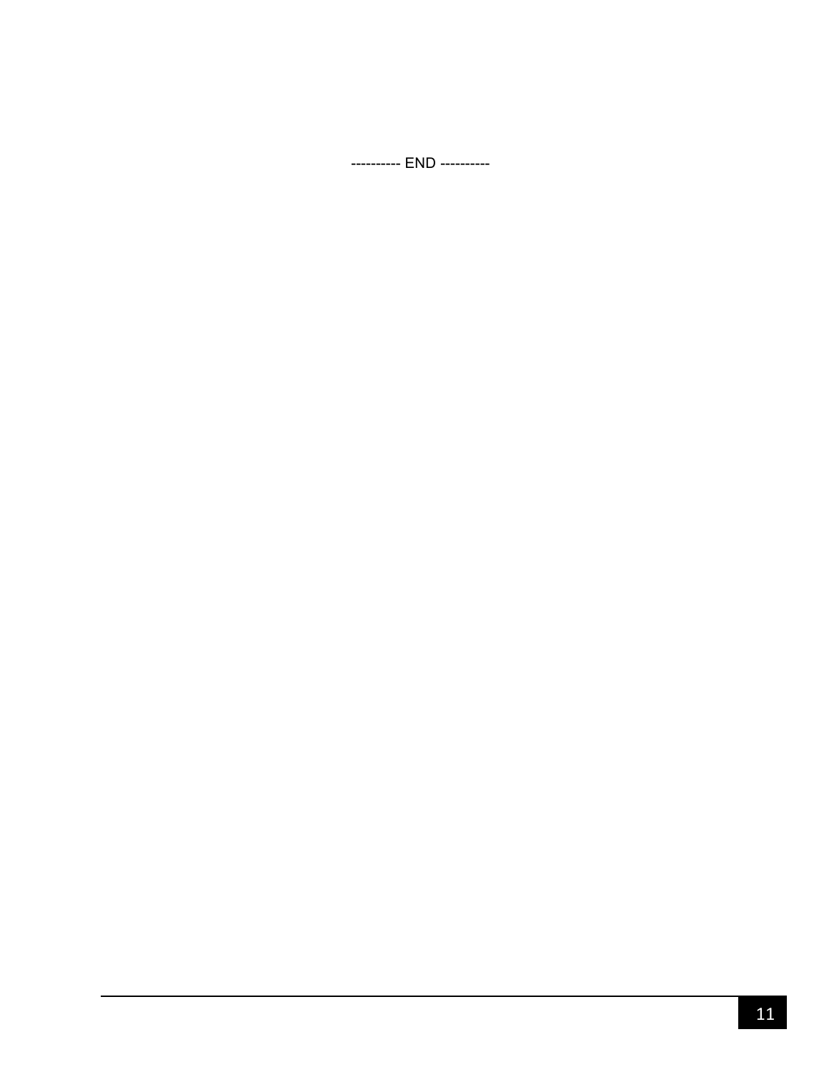---------- END ----------